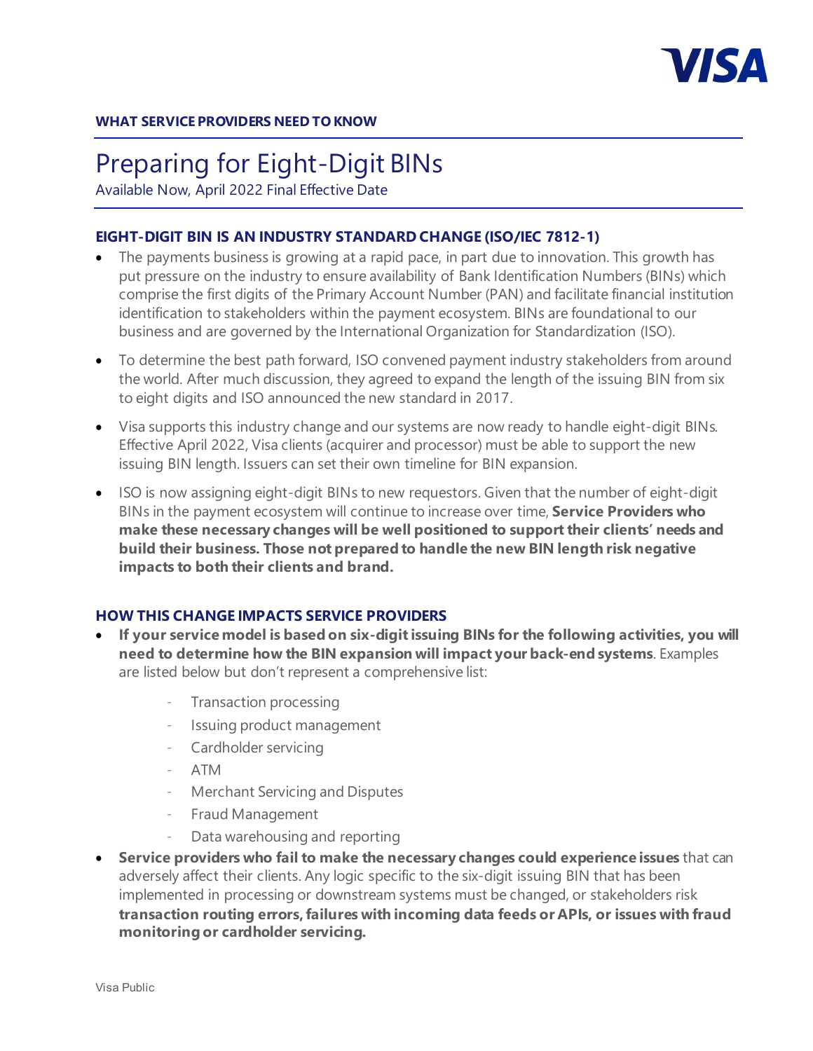**WHAT SERVICE PROVIDERS NEED TO KNOW**

# Preparing for Eight-Digit BINs

Available Now, April 2022 Final Effective Date

## EIGHT-DIGIT BIN IS AN INDUSTRY STANDARD CHANGE (ISO/IEC 7812-1)

- The payments business is growing at a rapid pace, in part due to innovation. This growth has put pressure on the industry to ensure availability of Bank Identification Numbers (BINs) which comprise the first digits of the Primary Account Number (PAN) and facilitate financial institution identification to stakeholders within the payment ecosystem. BINs are foundational to our business and are governed by the International Organization for Standardization (ISO).
- To determine the best path forward, ISO convened payment industry stakeholders from around the world. After much discussion, they agreed to expand the length of the issuing BIN from six to eight digits and ISO announced the new standard in 2017.
- Visa supports this industry change and our systems are now ready to handle eight-digit BINs. Effective April 2022, Visa clients (acquirer and processor) must be able to support the new issuing BIN length. Issuers can set their own timeline for BIN expansion.
- ISO is now assigning eight-digit BINs to new requestors. Given that the number of eight-digit BINs in the payment ecosystem will continue to increase over time, **Service Providers who make these necessary changes will be well positioned to support their clients' needs and build their business. Those not prepared to handle the new BIN length risk negative impacts to both their clients and brand.**

## HOW THIS CHANGE IMPACTS SERVICE PROVIDERS

- **If your service model is based on six-digit issuing BINs for the following activities, you will need to determine how the BIN expansion will impact your back-end systems**. Examples are listed below but don't represent a comprehensive list:
  - Transaction processing
  - Issuing product management
  - Cardholder servicing
  - ATM
  - Merchant Servicing and Disputes
  - Fraud Management
  - Data warehousing and reporting
- **Service providers who fail to make the necessary changes could experience issues** that can adversely affect their clients. Any logic specific to the six-digit issuing BIN that has been implemented in processing or downstream systems must be changed, or stakeholders risk **transaction routing errors, failures with incoming data feeds or APIs, or issues with fraud monitoring or cardholder servicing.**

Visa Public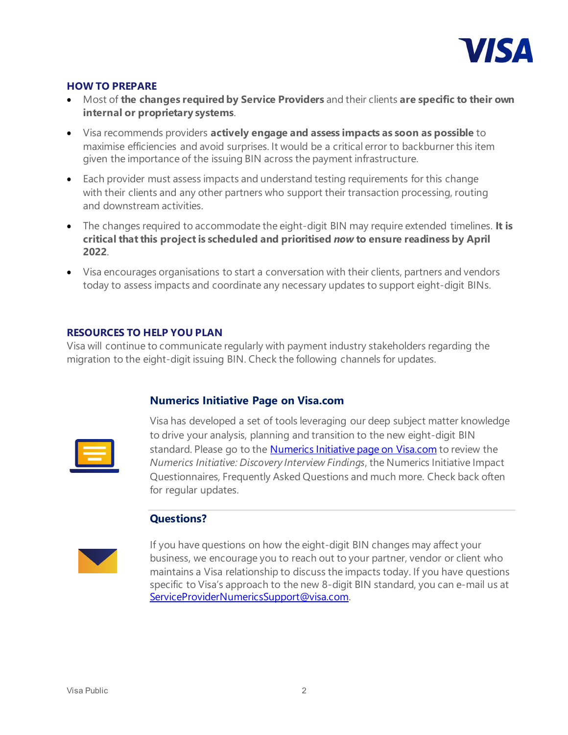## HOW TO PREPARE

- Most of **the changes required by Service Providers** and their clients **are specific to their own internal or proprietary systems**.
- Visa recommends providers **actively engage and assess impacts as soon as possible** to maximise efficiencies and avoid surprises. It would be a critical error to backburner this item given the importance of the issuing BIN across the payment infrastructure.
- Each provider must assess impacts and understand testing requirements for this change with their clients and any other partners who support their transaction processing, routing and downstream activities.
- The changes required to accommodate the eight-digit BIN may require extended timelines. **It is critical that this project is scheduled and prioritised *now* to ensure readiness by April 2022**.
- Visa encourages organisations to start a conversation with their clients, partners and vendors today to assess impacts and coordinate any necessary updates to support eight-digit BINs.

## RESOURCES TO HELP YOU PLAN

Visa will continue to communicate regularly with payment industry stakeholders regarding the migration to the eight-digit issuing BIN. Check the following channels for updates.

### Numerics Initiative Page on Visa.com

Visa has developed a set of tools leveraging our deep subject matter knowledge to drive your analysis, planning and transition to the new eight-digit BIN standard. Please go to the Numerics Initiative page on Visa.com to review the *Numerics Initiative: Discovery Interview Findings*, the Numerics Initiative Impact Questionnaires, Frequently Asked Questions and much more. Check back often for regular updates.

### Questions?

If you have questions on how the eight-digit BIN changes may affect your business, we encourage you to reach out to your partner, vendor or client who maintains a Visa relationship to discuss the impacts today. If you have questions specific to Visa's approach to the new 8-digit BIN standard, you can e-mail us at ServiceProviderNumericsSupport@visa.com.

Visa Public